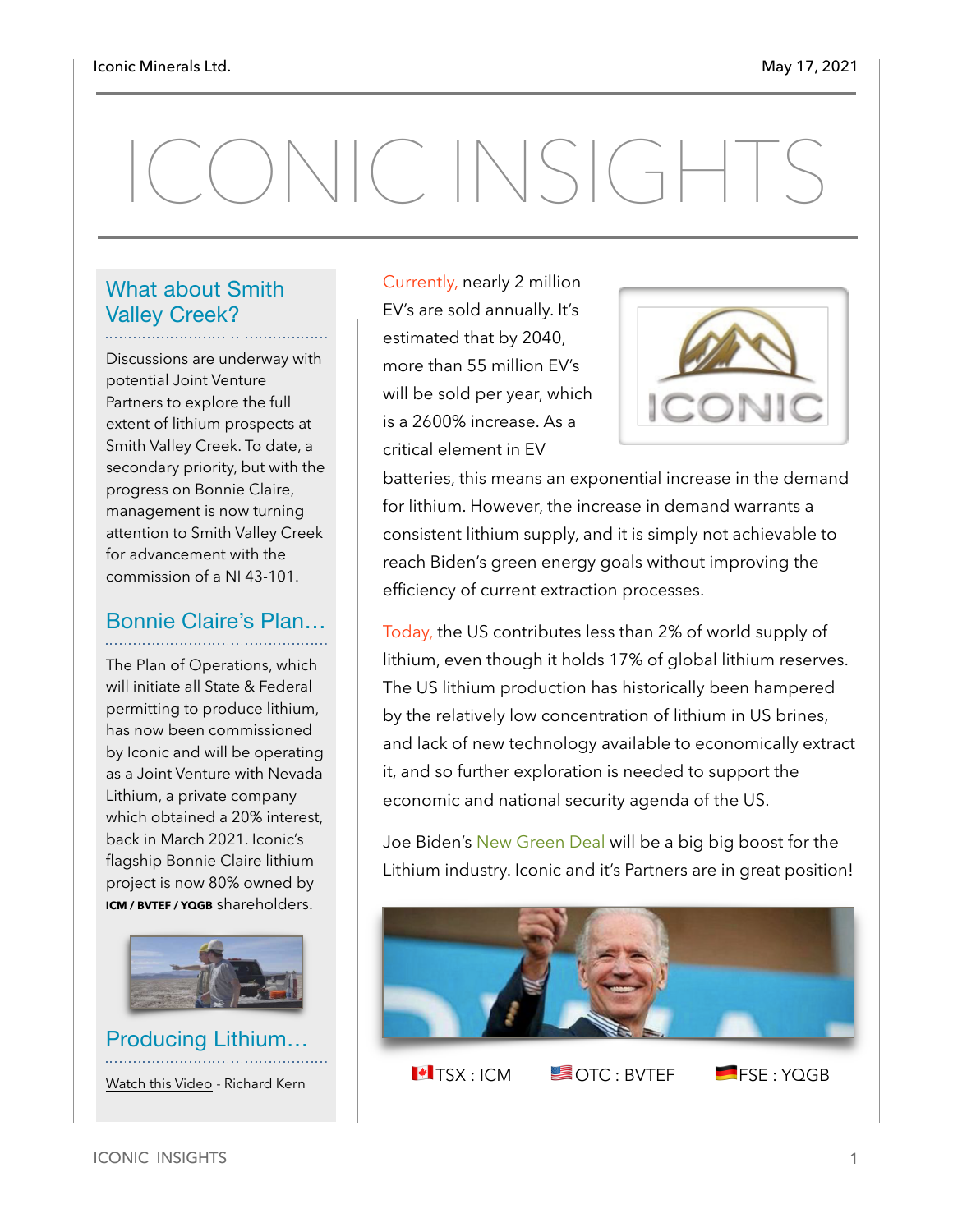# ICONIC INSIGHTS

## What about Smith Valley Creek?

Discussions are underway with potential Joint Venture Partners to explore the full extent of lithium prospects at Smith Valley Creek. To date, a secondary priority, but with the progress on Bonnie Claire, management is now turning attention to Smith Valley Creek for advancement with the commission of a NI 43-101.

## Bonnie Claire's Plan…

The Plan of Operations, which will initiate all State & Federal permitting to produce lithium, has now been commissioned by Iconic and will be operating as a Joint Venture with Nevada Lithium, a private company which obtained a 20% interest, back in March 2021. Iconic's flagship Bonnie Claire lithium project is now 80% owned by **ICM / BVTEF / YQGB** shareholders.

## Producing Lithium…

Watch this Video - Richard Kern

Currently, nearly 2 million EV's are sold annually. It's estimated that by 2040, more than 55 million EV's will be sold per year, which is a 2600% increase. As a critical element in EV batteries, this means an exponential increase in the demand for lithium. However, the increase in demand warrants a consistent lithium supply, and it is simply not achievable to reach Biden's green energy goals without improving the efficiency of current extraction processes.

Today, the US contributes less than 2% of world supply of lithium, even though it holds 17% of global lithium reserves. The US lithium production has historically been hampered by the relatively low concentration of lithium in US brines, and lack of new technology available to economically extract it, and so further exploration is needed to support the economic and national security agenda of the US.

Joe Biden's New Green Deal will be a big big boost for the Lithium industry. Iconic and it's Partners are in great position!

TSX : ICM OTC : BVTEF FSE : YQGB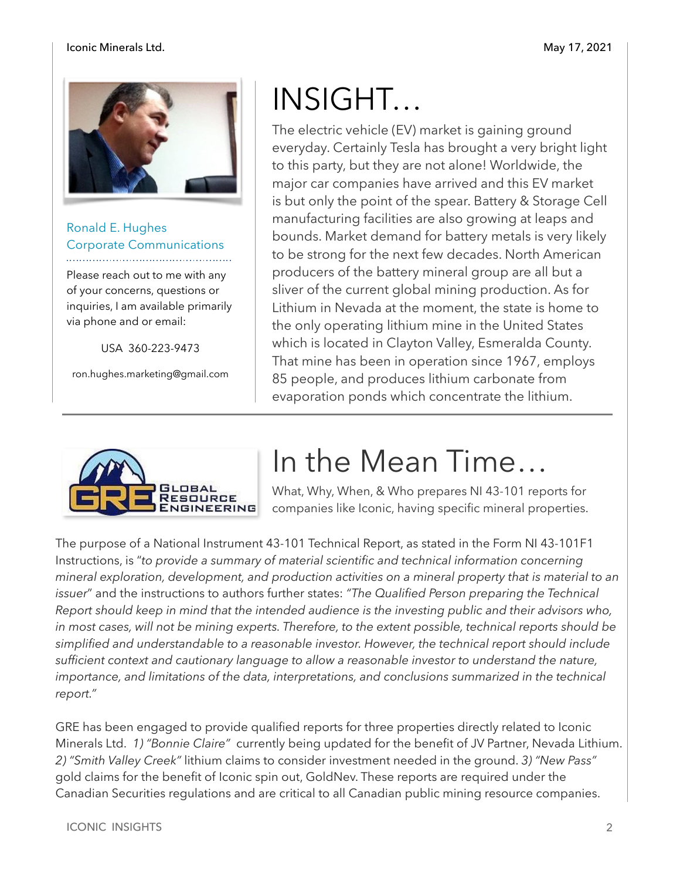Ronald E. Hughes
Corporate Communications

Please reach out to me with any of your concerns, questions or inquiries, I am available primarily via phone and or email:

USA 360-223-9473

ron.hughes.marketing@gmail.com

# INSIGHT…

The electric vehicle (EV) market is gaining ground everyday. Certainly Tesla has brought a very bright light to this party, but they are not alone! Worldwide, the major car companies have arrived and this EV market is but only the point of the spear. Battery & Storage Cell manufacturing facilities are also growing at leaps and bounds. Market demand for battery metals is very likely to be strong for the next few decades. North American producers of the battery mineral group are all but a sliver of the current global mining production. As for Lithium in Nevada at the moment, the state is home to the only operating lithium mine in the United States which is located in Clayton Valley, Esmeralda County. That mine has been in operation since 1967, employs 85 people, and produces lithium carbonate from evaporation ponds which concentrate the lithium.

GLOBAL RESOURCE ENGINEERING

# In the Mean Time…

What, Why, When, & Who prepares NI 43-101 reports for companies like Iconic, having specific mineral properties.

The purpose of a National Instrument 43-101 Technical Report, as stated in the Form NI 43-101F1 Instructions, is "*to provide a summary of material scientific and technical information concerning mineral exploration, development, and production activities on a mineral property that is material to an issuer*" and the instructions to authors further states: *"The Qualified Person preparing the Technical Report should keep in mind that the intended audience is the investing public and their advisors who, in most cases, will not be mining experts. Therefore, to the extent possible, technical reports should be simplified and understandable to a reasonable investor. However, the technical report should include sufficient context and cautionary language to allow a reasonable investor to understand the nature, importance, and limitations of the data, interpretations, and conclusions summarized in the technical report."*

GRE has been engaged to provide qualified reports for three properties directly related to Iconic Minerals Ltd. *1) "Bonnie Claire"* currently being updated for the benefit of JV Partner, Nevada Lithium. *2) "Smith Valley Creek"* lithium claims to consider investment needed in the ground. *3) "New Pass"* gold claims for the benefit of Iconic spin out, GoldNev. These reports are required under the Canadian Securities regulations and are critical to all Canadian public mining resource companies.